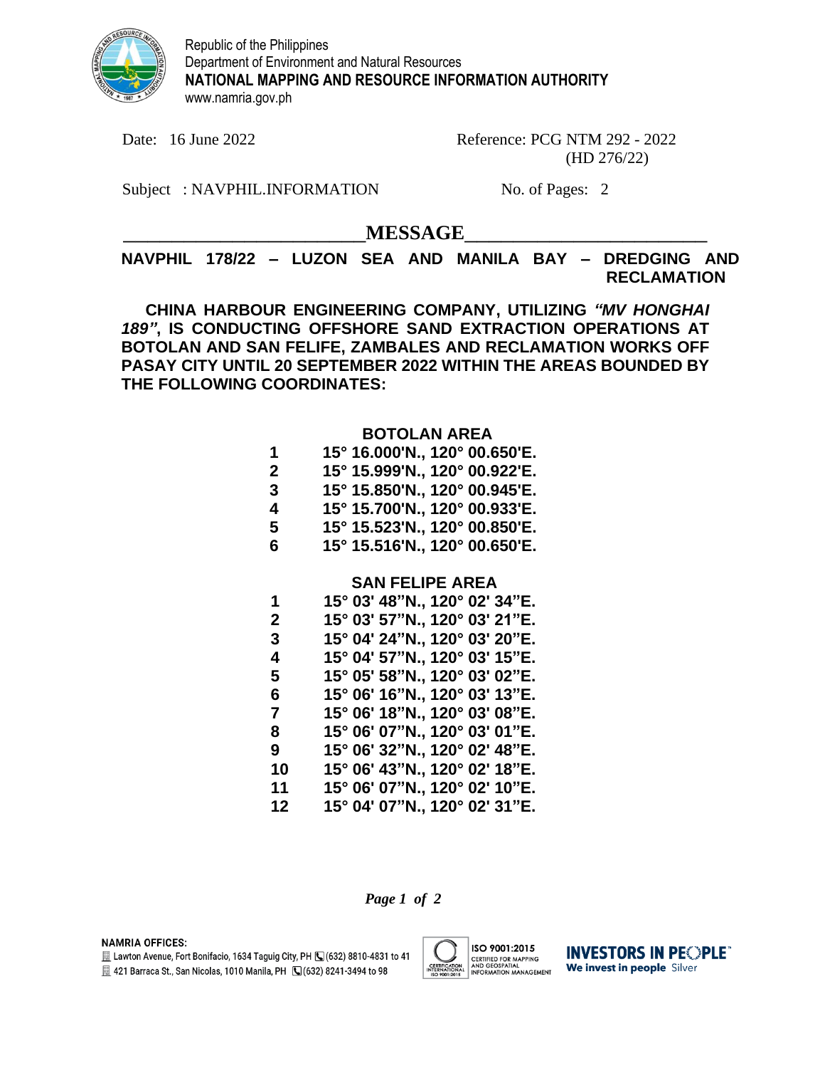Republic of the Philippines
Department of Environment and Natural Resources
**NATIONAL MAPPING AND RESOURCE INFORMATION AUTHORITY**
www.namria.gov.ph

Date: 16 June 2022

Reference: PCG NTM 292 - 2022
(HD 276/22)

Subject : NAVPHIL.INFORMATION

No. of Pages: 2

## MESSAGE

**NAVPHIL 178/22 – LUZON SEA AND MANILA BAY – DREDGING AND RECLAMATION**

**CHINA HARBOUR ENGINEERING COMPANY, UTILIZING *"MV HONGHAI 189"*, IS CONDUCTING OFFSHORE SAND EXTRACTION OPERATIONS AT BOTOLAN AND SAN FELIFE, ZAMBALES AND RECLAMATION WORKS OFF PASAY CITY UNTIL 20 SEPTEMBER 2022 WITHIN THE AREAS BOUNDED BY THE FOLLOWING COORDINATES:**

**BOTOLAN AREA**

| | |
|---|---|
| 1 | 15° 16.000'N., 120° 00.650'E. |
| 2 | 15° 15.999'N., 120° 00.922'E. |
| 3 | 15° 15.850'N., 120° 00.945'E. |
| 4 | 15° 15.700'N., 120° 00.933'E. |
| 5 | 15° 15.523'N., 120° 00.850'E. |
| 6 | 15° 15.516'N., 120° 00.650'E. |

**SAN FELIPE AREA**

| | |
|---|---|
| 1 | 15° 03' 48"N., 120° 02' 34"E. |
| 2 | 15° 03' 57"N., 120° 03' 21"E. |
| 3 | 15° 04' 24"N., 120° 03' 20"E. |
| 4 | 15° 04' 57"N., 120° 03' 15"E. |
| 5 | 15° 05' 58"N., 120° 03' 02"E. |
| 6 | 15° 06' 16"N., 120° 03' 13"E. |
| 7 | 15° 06' 18"N., 120° 03' 08"E. |
| 8 | 15° 06' 07"N., 120° 03' 01"E. |
| 9 | 15° 06' 32"N., 120° 02' 48"E. |
| 10 | 15° 06' 43"N., 120° 02' 18"E. |
| 11 | 15° 06' 07"N., 120° 02' 10"E. |
| 12 | 15° 04' 07"N., 120° 02' 31"E. |

NAMRIA OFFICES:
Lawton Avenue, Fort Bonifacio, 1634 Taguig City, PH (632) 8810-4831 to 41
421 Barraca St., San Nicolas, 1010 Manila, PH (632) 8241-3494 to 98

ISO 9001:2015 CERTIFIED FOR MAPPING AND GEOSPATIAL INFORMATION MANAGEMENT

INVESTORS IN PEOPLE We invest in people Silver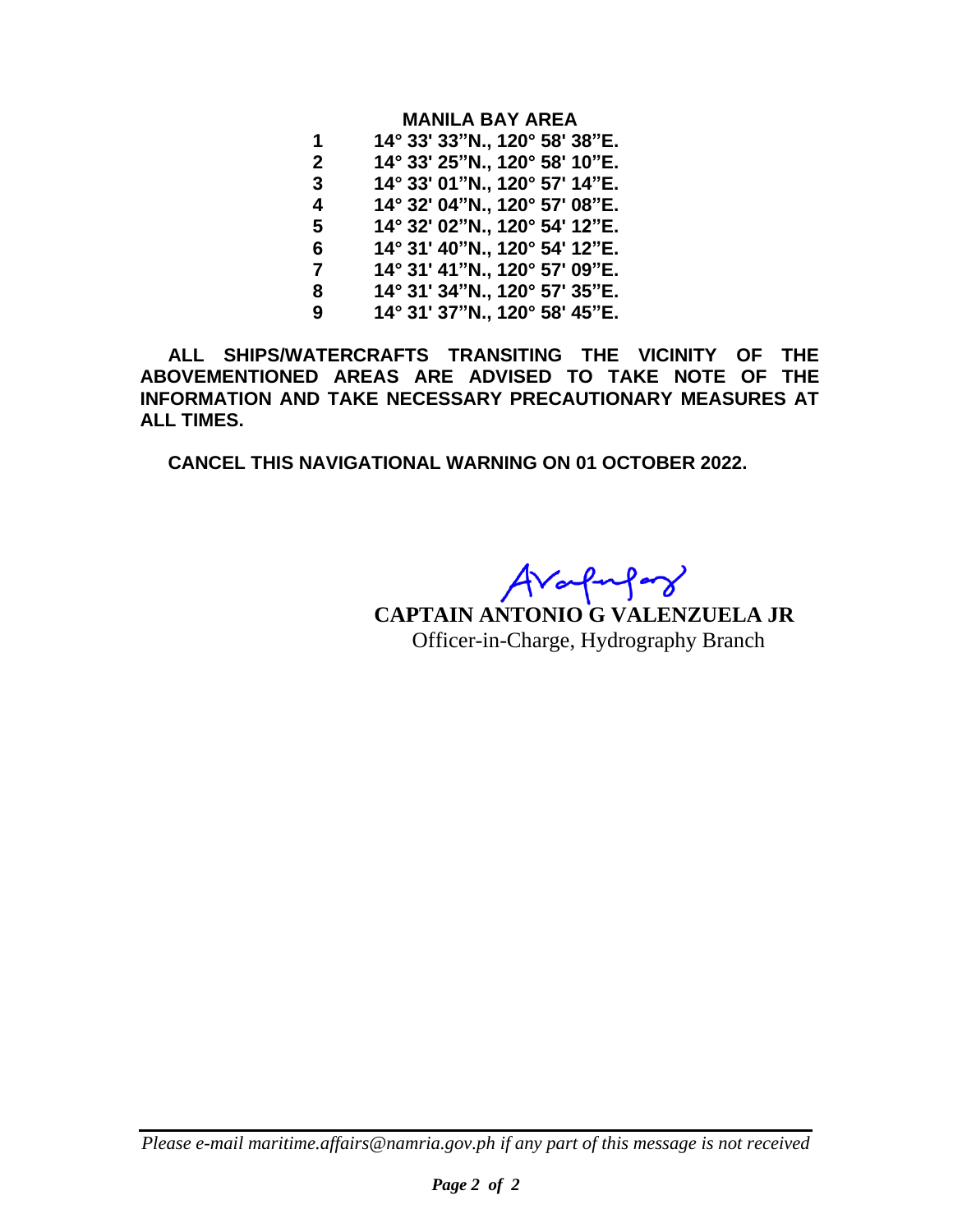**MANILA BAY AREA**

| | |
|---|---|
| **1** | **14° 33' 33"N., 120° 58' 38"E.** |
| **2** | **14° 33' 25"N., 120° 58' 10"E.** |
| **3** | **14° 33' 01"N., 120° 57' 14"E.** |
| **4** | **14° 32' 04"N., 120° 57' 08"E.** |
| **5** | **14° 32' 02"N., 120° 54' 12"E.** |
| **6** | **14° 31' 40"N., 120° 54' 12"E.** |
| **7** | **14° 31' 41"N., 120° 57' 09"E.** |
| **8** | **14° 31' 34"N., 120° 57' 35"E.** |
| **9** | **14° 31' 37"N., 120° 58' 45"E.** |

**ALL SHIPS/WATERCRAFTS TRANSITING THE VICINITY OF THE ABOVEMENTIONED AREAS ARE ADVISED TO TAKE NOTE OF THE INFORMATION AND TAKE NECESSARY PRECAUTIONARY MEASURES AT ALL TIMES.**

**CANCEL THIS NAVIGATIONAL WARNING ON 01 OCTOBER 2022.**

**CAPTAIN ANTONIO G VALENZUELA JR**
Officer-in-Charge, Hydrography Branch

*Please e-mail maritime.affairs@namria.gov.ph if any part of this message is not received*